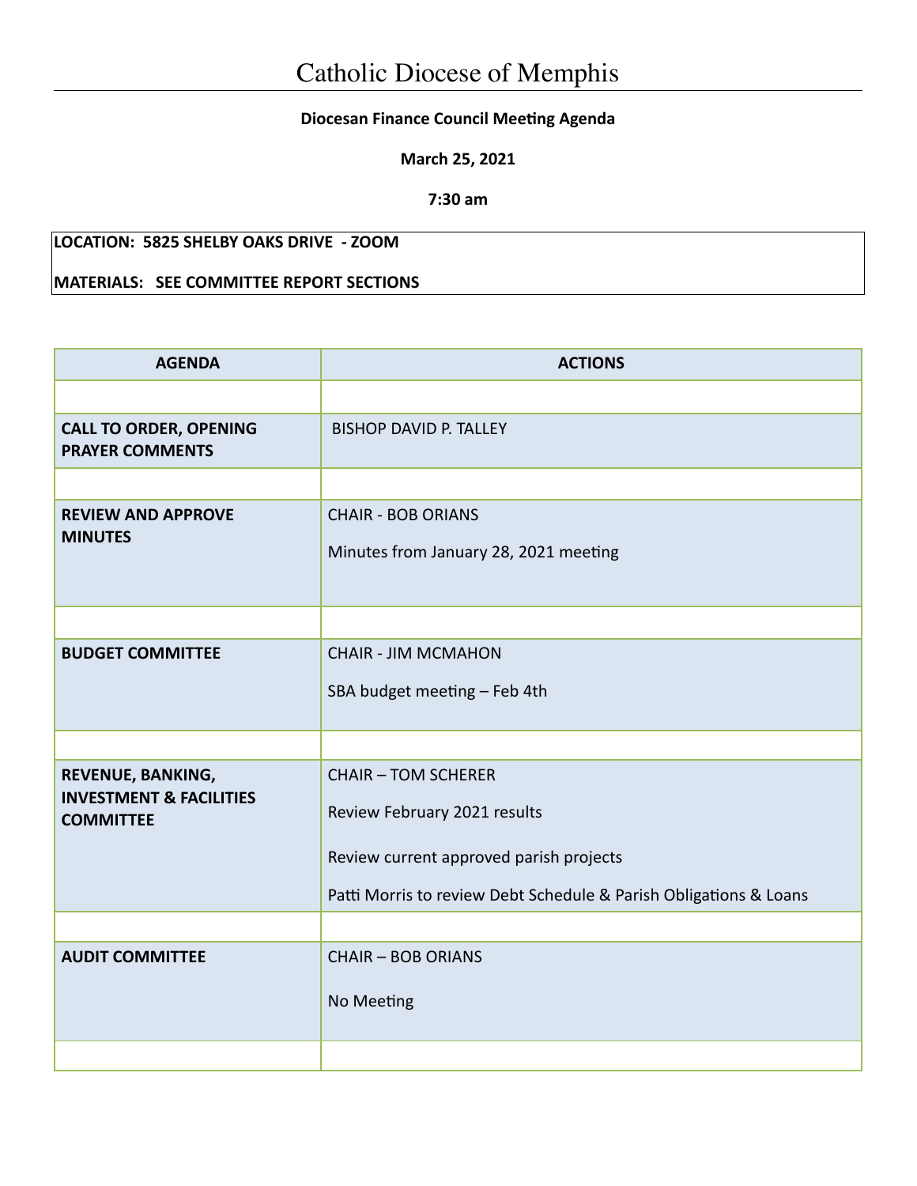# Catholic Diocese of Memphis

**Diocesan Finance Council Meeting Agenda**

**March 25, 2021**

**7:30 am**

**LOCATION: 5825 SHELBY OAKS DRIVE - ZOOM**

**MATERIALS: SEE COMMITTEE REPORT SECTIONS**

| AGENDA | ACTIONS |
|---|---|
| | |
| **CALL TO ORDER, OPENING PRAYER COMMENTS** | BISHOP DAVID P. TALLEY |
| | |
| **REVIEW AND APPROVE MINUTES** | CHAIR - BOB ORIANS<br><br>Minutes from January 28, 2021 meeting |
| | |
| **BUDGET COMMITTEE** | CHAIR - JIM MCMAHON<br><br>SBA budget meeting – Feb 4th |
| | |
| **REVENUE, BANKING, INVESTMENT & FACILITIES COMMITTEE** | CHAIR – TOM SCHERER<br><br>Review February 2021 results<br><br>Review current approved parish projects<br><br>Patti Morris to review Debt Schedule & Parish Obligations & Loans |
| | |
| **AUDIT COMMITTEE** | CHAIR – BOB ORIANS<br><br>No Meeting |
| | |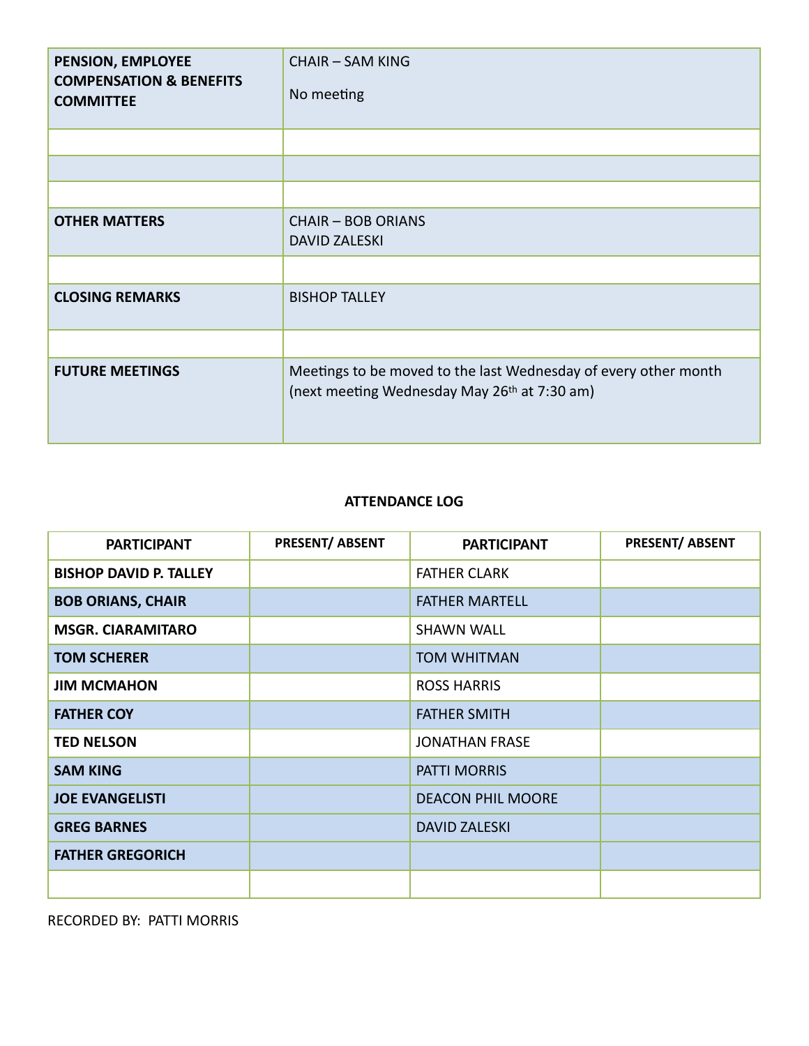| | |
|---|---|
| **PENSION, EMPLOYEE COMPENSATION & BENEFITS COMMITTEE** | CHAIR – SAM KING<br><br>No meeting |
| | |
| | |
| | |
| **OTHER MATTERS** | CHAIR – BOB ORIANS<br>DAVID ZALESKI |
| | |
| **CLOSING REMARKS** | BISHOP TALLEY |
| | |
| **FUTURE MEETINGS** | Meetings to be moved to the last Wednesday of every other month (next meeting Wednesday May 26th at 7:30 am) |

**ATTENDANCE LOG**

| PARTICIPANT | PRESENT/ ABSENT | PARTICIPANT | PRESENT/ ABSENT |
|---|---|---|---|
| **BISHOP DAVID P. TALLEY** | | FATHER CLARK | |
| **BOB ORIANS, CHAIR** | | FATHER MARTELL | |
| **MSGR. CIARAMITARO** | | SHAWN WALL | |
| **TOM SCHERER** | | TOM WHITMAN | |
| **JIM MCMAHON** | | ROSS HARRIS | |
| **FATHER COY** | | FATHER SMITH | |
| **TED NELSON** | | JONATHAN FRASE | |
| **SAM KING** | | PATTI MORRIS | |
| **JOE EVANGELISTI** | | DEACON PHIL MOORE | |
| **GREG BARNES** | | DAVID ZALESKI | |
| **FATHER GREGORICH** | | | |
| | | | |

RECORDED BY: PATTI MORRIS